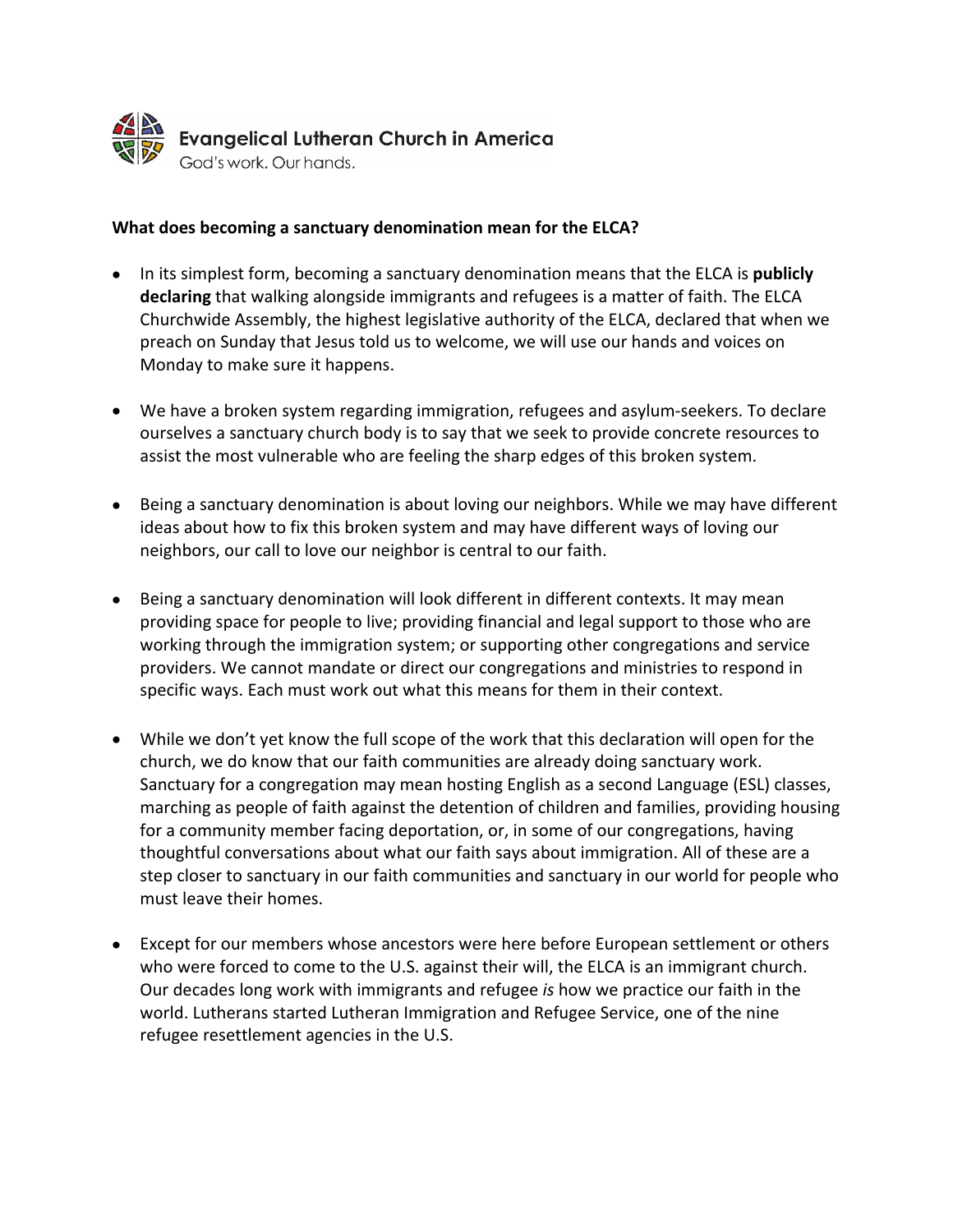Evangelical Lutheran Church in America
God's work. Our hands.

**What does becoming a sanctuary denomination mean for the ELCA?**

- In its simplest form, becoming a sanctuary denomination means that the ELCA is **publicly declaring** that walking alongside immigrants and refugees is a matter of faith. The ELCA Churchwide Assembly, the highest legislative authority of the ELCA, declared that when we preach on Sunday that Jesus told us to welcome, we will use our hands and voices on Monday to make sure it happens.

- We have a broken system regarding immigration, refugees and asylum-seekers. To declare ourselves a sanctuary church body is to say that we seek to provide concrete resources to assist the most vulnerable who are feeling the sharp edges of this broken system.

- Being a sanctuary denomination is about loving our neighbors. While we may have different ideas about how to fix this broken system and may have different ways of loving our neighbors, our call to love our neighbor is central to our faith.

- Being a sanctuary denomination will look different in different contexts. It may mean providing space for people to live; providing financial and legal support to those who are working through the immigration system; or supporting other congregations and service providers. We cannot mandate or direct our congregations and ministries to respond in specific ways. Each must work out what this means for them in their context.

- While we don't yet know the full scope of the work that this declaration will open for the church, we do know that our faith communities are already doing sanctuary work. Sanctuary for a congregation may mean hosting English as a second Language (ESL) classes, marching as people of faith against the detention of children and families, providing housing for a community member facing deportation, or, in some of our congregations, having thoughtful conversations about what our faith says about immigration. All of these are a step closer to sanctuary in our faith communities and sanctuary in our world for people who must leave their homes.

- Except for our members whose ancestors were here before European settlement or others who were forced to come to the U.S. against their will, the ELCA is an immigrant church. Our decades long work with immigrants and refugee *is* how we practice our faith in the world. Lutherans started Lutheran Immigration and Refugee Service, one of the nine refugee resettlement agencies in the U.S.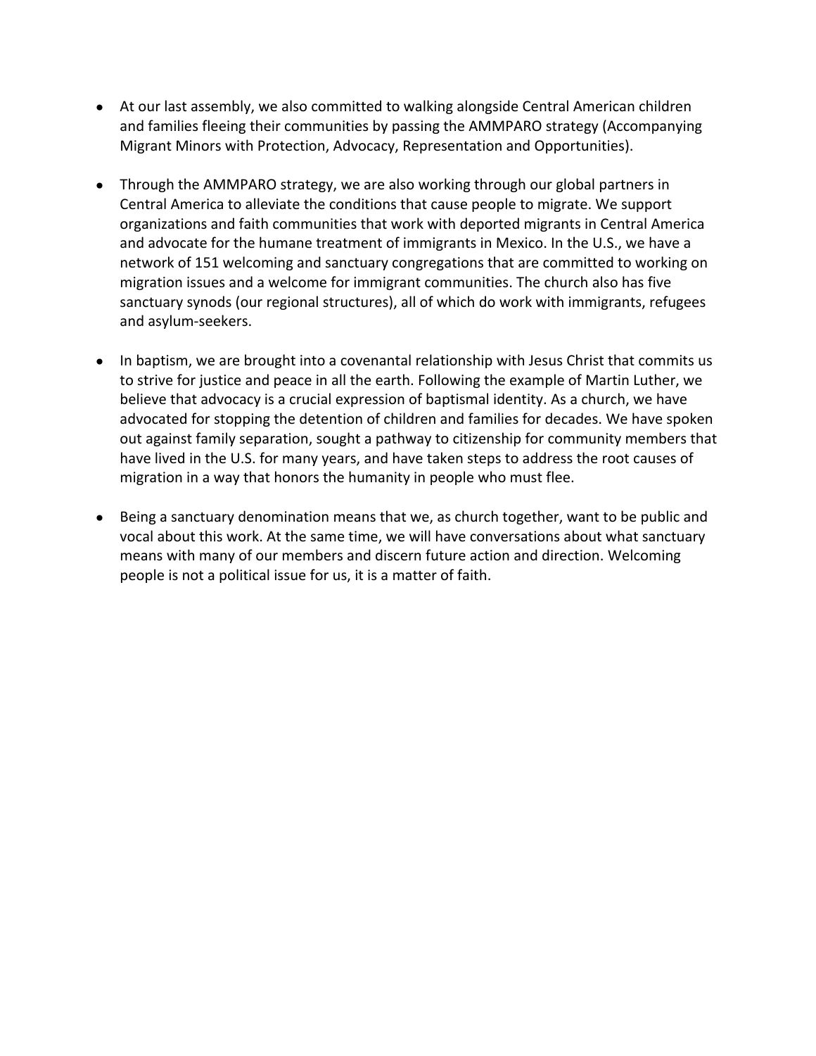- At our last assembly, we also committed to walking alongside Central American children and families fleeing their communities by passing the AMMPARO strategy (Accompanying Migrant Minors with Protection, Advocacy, Representation and Opportunities).

- Through the AMMPARO strategy, we are also working through our global partners in Central America to alleviate the conditions that cause people to migrate. We support organizations and faith communities that work with deported migrants in Central America and advocate for the humane treatment of immigrants in Mexico. In the U.S., we have a network of 151 welcoming and sanctuary congregations that are committed to working on migration issues and a welcome for immigrant communities. The church also has five sanctuary synods (our regional structures), all of which do work with immigrants, refugees and asylum-seekers.

- In baptism, we are brought into a covenantal relationship with Jesus Christ that commits us to strive for justice and peace in all the earth. Following the example of Martin Luther, we believe that advocacy is a crucial expression of baptismal identity. As a church, we have advocated for stopping the detention of children and families for decades. We have spoken out against family separation, sought a pathway to citizenship for community members that have lived in the U.S. for many years, and have taken steps to address the root causes of migration in a way that honors the humanity in people who must flee.

- Being a sanctuary denomination means that we, as church together, want to be public and vocal about this work. At the same time, we will have conversations about what sanctuary means with many of our members and discern future action and direction. Welcoming people is not a political issue for us, it is a matter of faith.